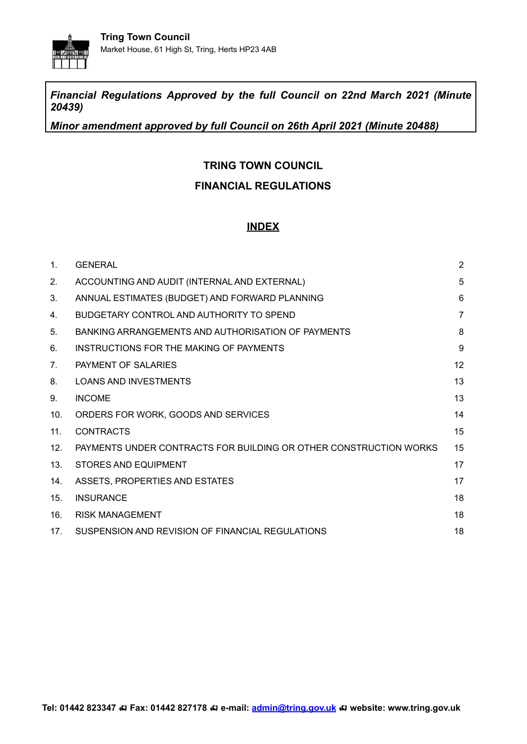**Tring Town Council**
Market House, 61 High St, Tring, Herts HP23 4AB

***Financial Regulations Approved by the full Council on 22nd March 2021 (Minute 20439)***

***Minor amendment approved by full Council on 26th April 2021 (Minute 20488)***

# TRING TOWN COUNCIL

# FINANCIAL REGULATIONS

## INDEX

| | | |
|---|---|---|
| 1. | GENERAL | 2 |
| 2. | ACCOUNTING AND AUDIT (INTERNAL AND EXTERNAL) | 5 |
| 3. | ANNUAL ESTIMATES (BUDGET) AND FORWARD PLANNING | 6 |
| 4. | BUDGETARY CONTROL AND AUTHORITY TO SPEND | 7 |
| 5. | BANKING ARRANGEMENTS AND AUTHORISATION OF PAYMENTS | 8 |
| 6. | INSTRUCTIONS FOR THE MAKING OF PAYMENTS | 9 |
| 7. | PAYMENT OF SALARIES | 12 |
| 8. | LOANS AND INVESTMENTS | 13 |
| 9. | INCOME | 13 |
| 10. | ORDERS FOR WORK, GOODS AND SERVICES | 14 |
| 11. | CONTRACTS | 15 |
| 12. | PAYMENTS UNDER CONTRACTS FOR BUILDING OR OTHER CONSTRUCTION WORKS | 15 |
| 13. | STORES AND EQUIPMENT | 17 |
| 14. | ASSETS, PROPERTIES AND ESTATES | 17 |
| 15. | INSURANCE | 18 |
| 16. | RISK MANAGEMENT | 18 |
| 17. | SUSPENSION AND REVISION OF FINANCIAL REGULATIONS | 18 |

**Tel: 01442 823347 Fax: 01442 827178 e-mail: admin@tring.gov.uk website: www.tring.gov.uk**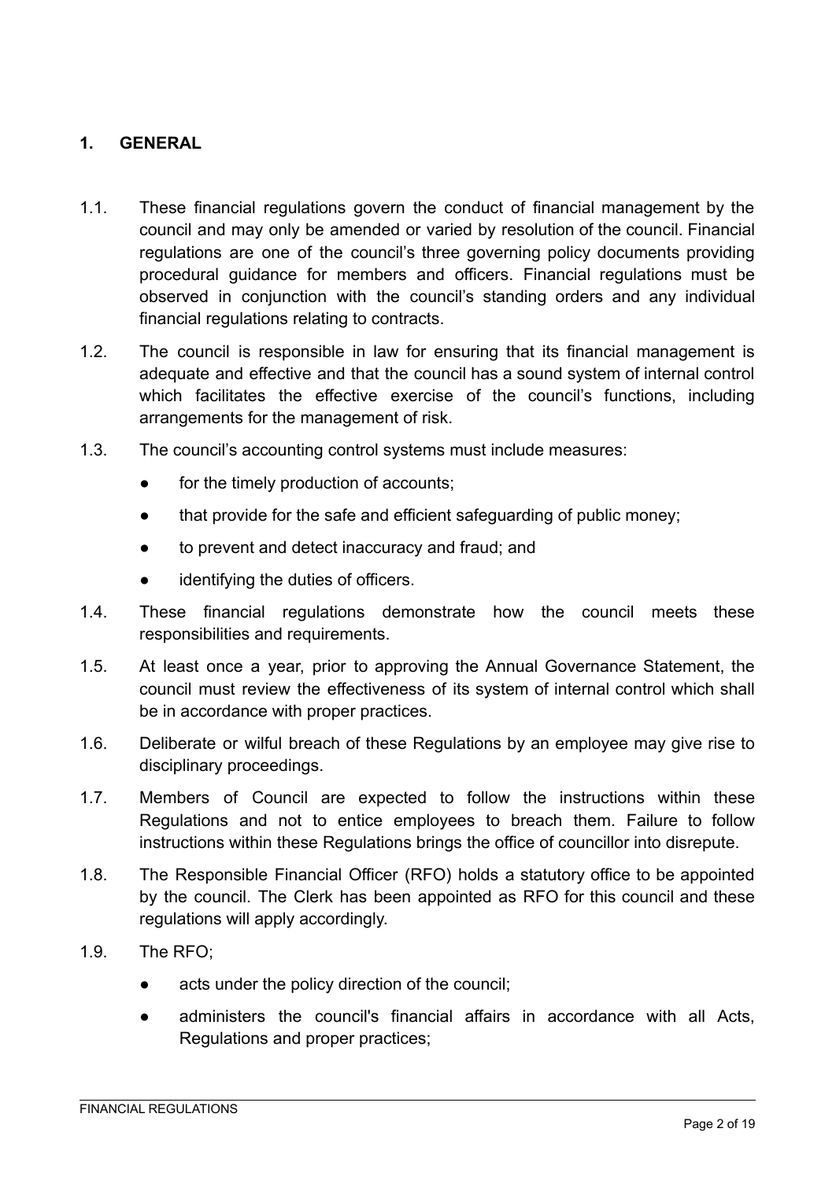## 1. GENERAL

1.1. These financial regulations govern the conduct of financial management by the council and may only be amended or varied by resolution of the council. Financial regulations are one of the council's three governing policy documents providing procedural guidance for members and officers. Financial regulations must be observed in conjunction with the council's standing orders and any individual financial regulations relating to contracts.

1.2. The council is responsible in law for ensuring that its financial management is adequate and effective and that the council has a sound system of internal control which facilitates the effective exercise of the council's functions, including arrangements for the management of risk.

1.3. The council's accounting control systems must include measures:

- for the timely production of accounts;
- that provide for the safe and efficient safeguarding of public money;
- to prevent and detect inaccuracy and fraud; and
- identifying the duties of officers.

1.4. These financial regulations demonstrate how the council meets these responsibilities and requirements.

1.5. At least once a year, prior to approving the Annual Governance Statement, the council must review the effectiveness of its system of internal control which shall be in accordance with proper practices.

1.6. Deliberate or wilful breach of these Regulations by an employee may give rise to disciplinary proceedings.

1.7. Members of Council are expected to follow the instructions within these Regulations and not to entice employees to breach them. Failure to follow instructions within these Regulations brings the office of councillor into disrepute.

1.8. The Responsible Financial Officer (RFO) holds a statutory office to be appointed by the council. The Clerk has been appointed as RFO for this council and these regulations will apply accordingly.

1.9. The RFO;

- acts under the policy direction of the council;
- administers the council's financial affairs in accordance with all Acts, Regulations and proper practices;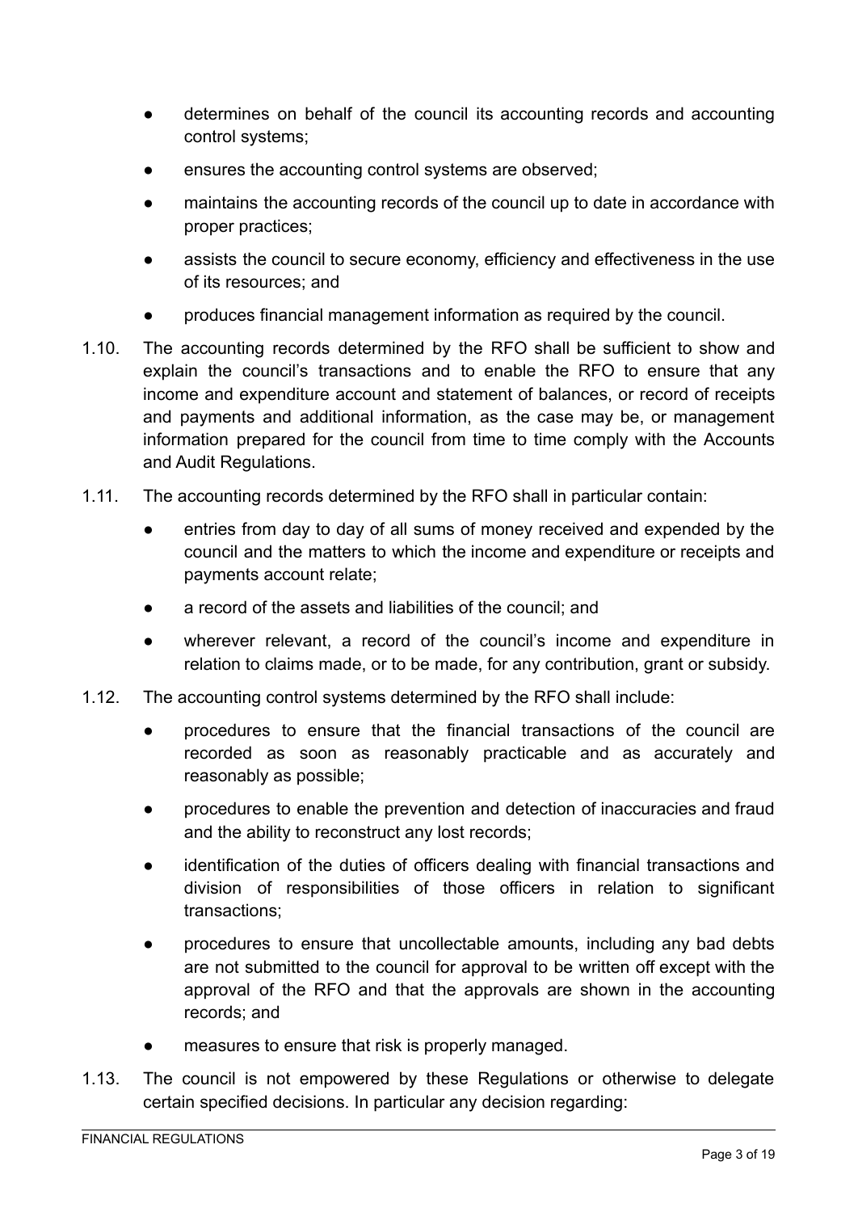- determines on behalf of the council its accounting records and accounting control systems;
- ensures the accounting control systems are observed;
- maintains the accounting records of the council up to date in accordance with proper practices;
- assists the council to secure economy, efficiency and effectiveness in the use of its resources; and
- produces financial management information as required by the council.

1.10. The accounting records determined by the RFO shall be sufficient to show and explain the council's transactions and to enable the RFO to ensure that any income and expenditure account and statement of balances, or record of receipts and payments and additional information, as the case may be, or management information prepared for the council from time to time comply with the Accounts and Audit Regulations.

1.11. The accounting records determined by the RFO shall in particular contain:

- entries from day to day of all sums of money received and expended by the council and the matters to which the income and expenditure or receipts and payments account relate;
- a record of the assets and liabilities of the council; and
- wherever relevant, a record of the council's income and expenditure in relation to claims made, or to be made, for any contribution, grant or subsidy.

1.12. The accounting control systems determined by the RFO shall include:

- procedures to ensure that the financial transactions of the council are recorded as soon as reasonably practicable and as accurately and reasonably as possible;
- procedures to enable the prevention and detection of inaccuracies and fraud and the ability to reconstruct any lost records;
- identification of the duties of officers dealing with financial transactions and division of responsibilities of those officers in relation to significant transactions;
- procedures to ensure that uncollectable amounts, including any bad debts are not submitted to the council for approval to be written off except with the approval of the RFO and that the approvals are shown in the accounting records; and
- measures to ensure that risk is properly managed.

1.13. The council is not empowered by these Regulations or otherwise to delegate certain specified decisions. In particular any decision regarding: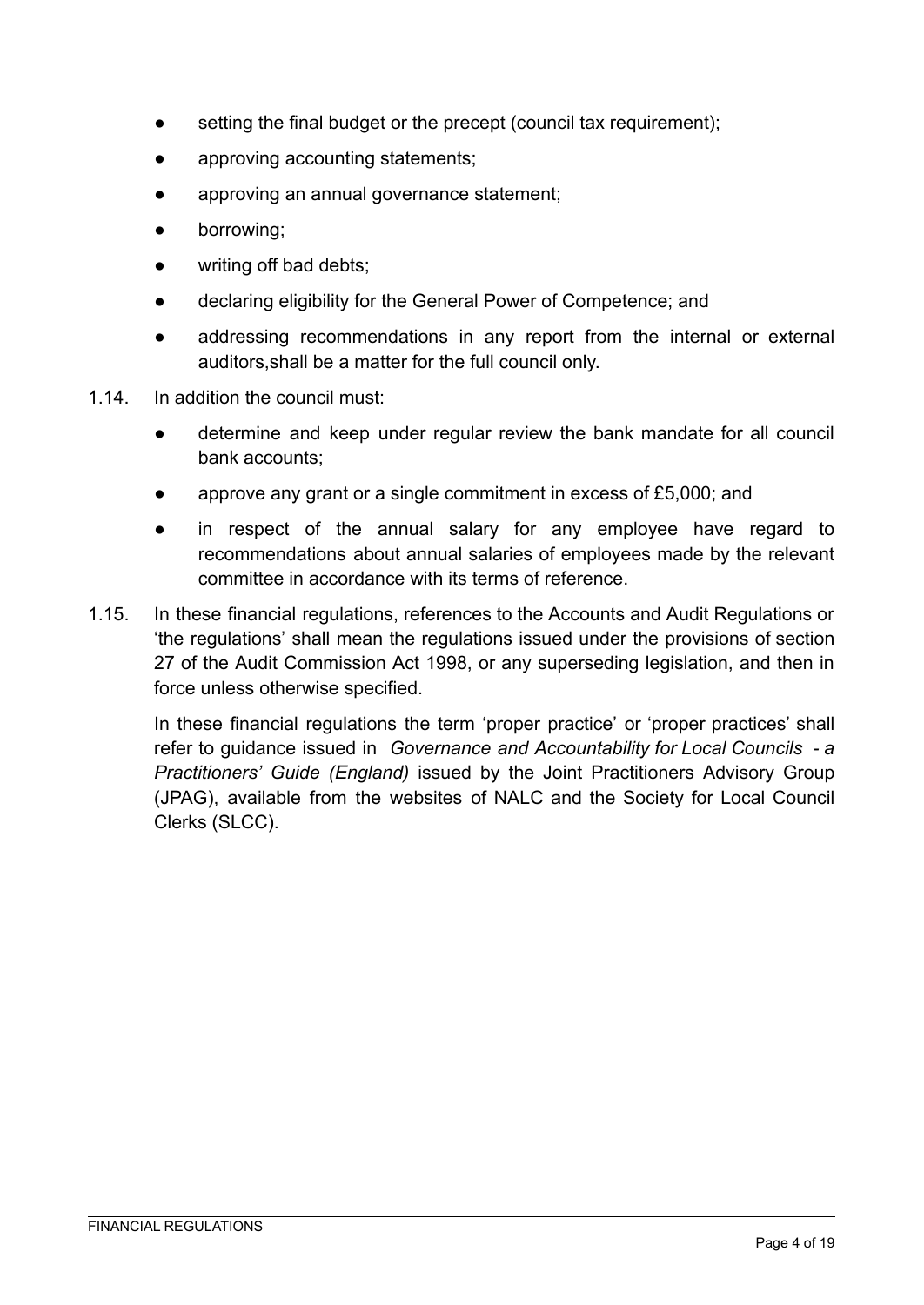- setting the final budget or the precept (council tax requirement);
- approving accounting statements;
- approving an annual governance statement;
- borrowing;
- writing off bad debts;
- declaring eligibility for the General Power of Competence; and
- addressing recommendations in any report from the internal or external auditors,shall be a matter for the full council only.

1.14. In addition the council must:

- determine and keep under regular review the bank mandate for all council bank accounts;
- approve any grant or a single commitment in excess of £5,000; and
- in respect of the annual salary for any employee have regard to recommendations about annual salaries of employees made by the relevant committee in accordance with its terms of reference.

1.15. In these financial regulations, references to the Accounts and Audit Regulations or 'the regulations' shall mean the regulations issued under the provisions of section 27 of the Audit Commission Act 1998, or any superseding legislation, and then in force unless otherwise specified.

In these financial regulations the term 'proper practice' or 'proper practices' shall refer to guidance issued in *Governance and Accountability for Local Councils - a Practitioners' Guide (England)* issued by the Joint Practitioners Advisory Group (JPAG), available from the websites of NALC and the Society for Local Council Clerks (SLCC).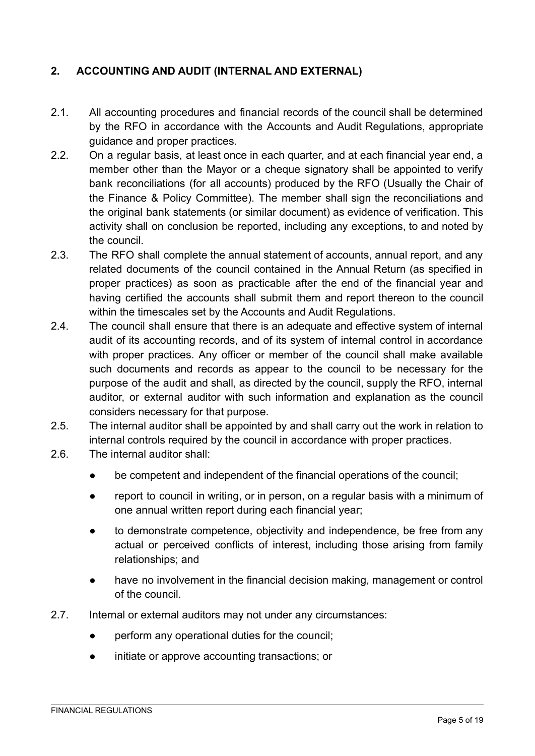## 2. ACCOUNTING AND AUDIT (INTERNAL AND EXTERNAL)

2.1. All accounting procedures and financial records of the council shall be determined by the RFO in accordance with the Accounts and Audit Regulations, appropriate guidance and proper practices.

2.2. On a regular basis, at least once in each quarter, and at each financial year end, a member other than the Mayor or a cheque signatory shall be appointed to verify bank reconciliations (for all accounts) produced by the RFO (Usually the Chair of the Finance & Policy Committee). The member shall sign the reconciliations and the original bank statements (or similar document) as evidence of verification. This activity shall on conclusion be reported, including any exceptions, to and noted by the council.

2.3. The RFO shall complete the annual statement of accounts, annual report, and any related documents of the council contained in the Annual Return (as specified in proper practices) as soon as practicable after the end of the financial year and having certified the accounts shall submit them and report thereon to the council within the timescales set by the Accounts and Audit Regulations.

2.4. The council shall ensure that there is an adequate and effective system of internal audit of its accounting records, and of its system of internal control in accordance with proper practices. Any officer or member of the council shall make available such documents and records as appear to the council to be necessary for the purpose of the audit and shall, as directed by the council, supply the RFO, internal auditor, or external auditor with such information and explanation as the council considers necessary for that purpose.

2.5. The internal auditor shall be appointed by and shall carry out the work in relation to internal controls required by the council in accordance with proper practices.

2.6. The internal auditor shall:

- be competent and independent of the financial operations of the council;
- report to council in writing, or in person, on a regular basis with a minimum of one annual written report during each financial year;
- to demonstrate competence, objectivity and independence, be free from any actual or perceived conflicts of interest, including those arising from family relationships; and
- have no involvement in the financial decision making, management or control of the council.

2.7. Internal or external auditors may not under any circumstances:

- perform any operational duties for the council;
- initiate or approve accounting transactions; or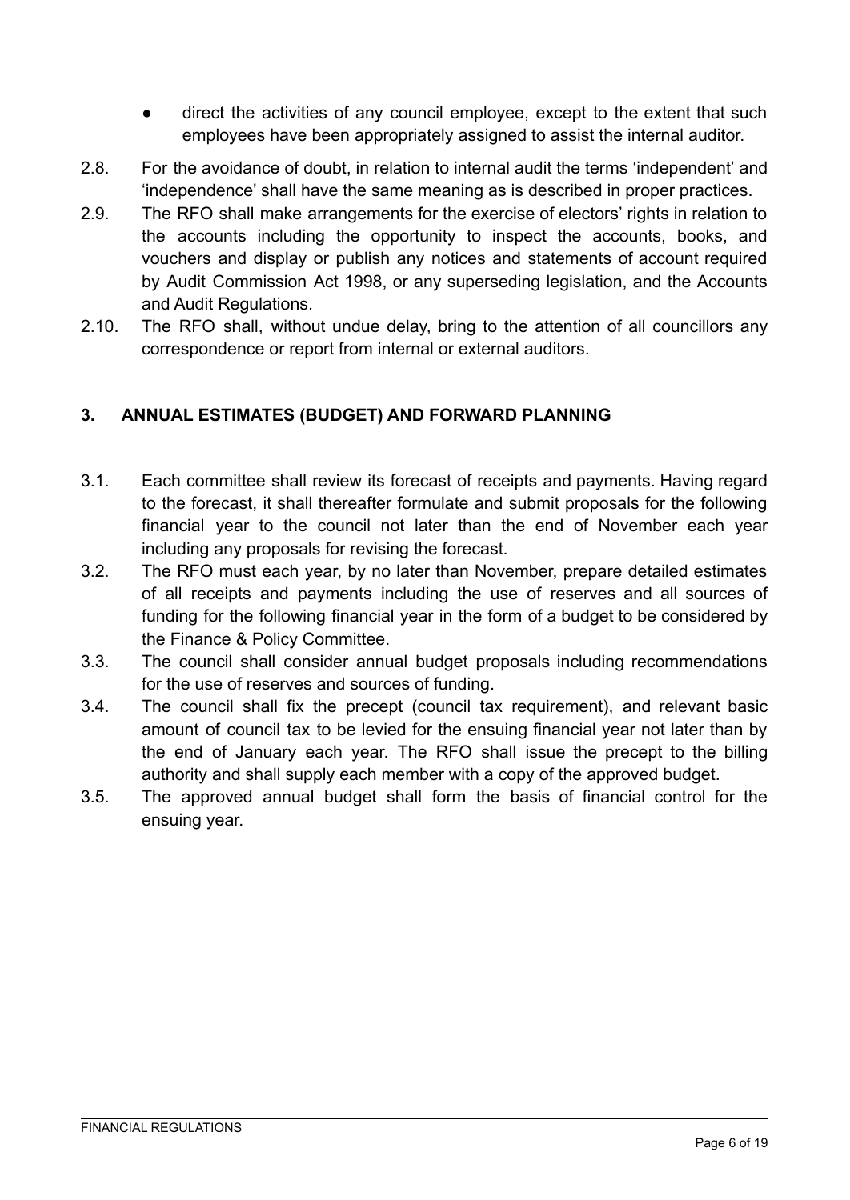- direct the activities of any council employee, except to the extent that such employees have been appropriately assigned to assist the internal auditor.

2.8. For the avoidance of doubt, in relation to internal audit the terms 'independent' and 'independence' shall have the same meaning as is described in proper practices.

2.9. The RFO shall make arrangements for the exercise of electors' rights in relation to the accounts including the opportunity to inspect the accounts, books, and vouchers and display or publish any notices and statements of account required by Audit Commission Act 1998, or any superseding legislation, and the Accounts and Audit Regulations.

2.10. The RFO shall, without undue delay, bring to the attention of all councillors any correspondence or report from internal or external auditors.

## 3. ANNUAL ESTIMATES (BUDGET) AND FORWARD PLANNING

3.1. Each committee shall review its forecast of receipts and payments. Having regard to the forecast, it shall thereafter formulate and submit proposals for the following financial year to the council not later than the end of November each year including any proposals for revising the forecast.

3.2. The RFO must each year, by no later than November, prepare detailed estimates of all receipts and payments including the use of reserves and all sources of funding for the following financial year in the form of a budget to be considered by the Finance & Policy Committee.

3.3. The council shall consider annual budget proposals including recommendations for the use of reserves and sources of funding.

3.4. The council shall fix the precept (council tax requirement), and relevant basic amount of council tax to be levied for the ensuing financial year not later than by the end of January each year. The RFO shall issue the precept to the billing authority and shall supply each member with a copy of the approved budget.

3.5. The approved annual budget shall form the basis of financial control for the ensuing year.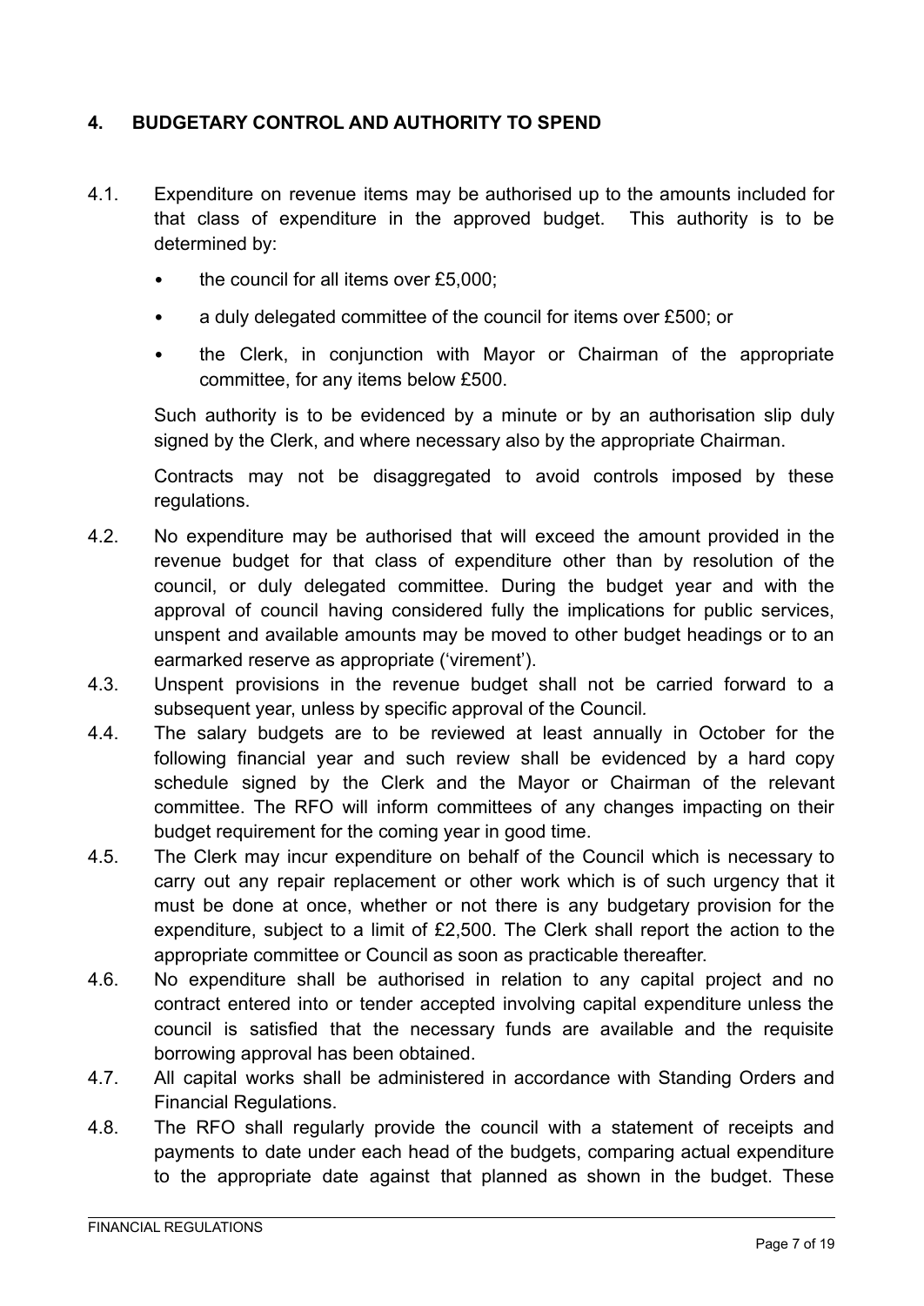## 4. BUDGETARY CONTROL AND AUTHORITY TO SPEND

4.1. Expenditure on revenue items may be authorised up to the amounts included for that class of expenditure in the approved budget. This authority is to be determined by:

- the council for all items over £5,000;
- a duly delegated committee of the council for items over £500; or
- the Clerk, in conjunction with Mayor or Chairman of the appropriate committee, for any items below £500.

Such authority is to be evidenced by a minute or by an authorisation slip duly signed by the Clerk, and where necessary also by the appropriate Chairman.

Contracts may not be disaggregated to avoid controls imposed by these regulations.

4.2. No expenditure may be authorised that will exceed the amount provided in the revenue budget for that class of expenditure other than by resolution of the council, or duly delegated committee. During the budget year and with the approval of council having considered fully the implications for public services, unspent and available amounts may be moved to other budget headings or to an earmarked reserve as appropriate ('virement').

4.3. Unspent provisions in the revenue budget shall not be carried forward to a subsequent year, unless by specific approval of the Council.

4.4. The salary budgets are to be reviewed at least annually in October for the following financial year and such review shall be evidenced by a hard copy schedule signed by the Clerk and the Mayor or Chairman of the relevant committee. The RFO will inform committees of any changes impacting on their budget requirement for the coming year in good time.

4.5. The Clerk may incur expenditure on behalf of the Council which is necessary to carry out any repair replacement or other work which is of such urgency that it must be done at once, whether or not there is any budgetary provision for the expenditure, subject to a limit of £2,500. The Clerk shall report the action to the appropriate committee or Council as soon as practicable thereafter.

4.6. No expenditure shall be authorised in relation to any capital project and no contract entered into or tender accepted involving capital expenditure unless the council is satisfied that the necessary funds are available and the requisite borrowing approval has been obtained.

4.7. All capital works shall be administered in accordance with Standing Orders and Financial Regulations.

4.8. The RFO shall regularly provide the council with a statement of receipts and payments to date under each head of the budgets, comparing actual expenditure to the appropriate date against that planned as shown in the budget. These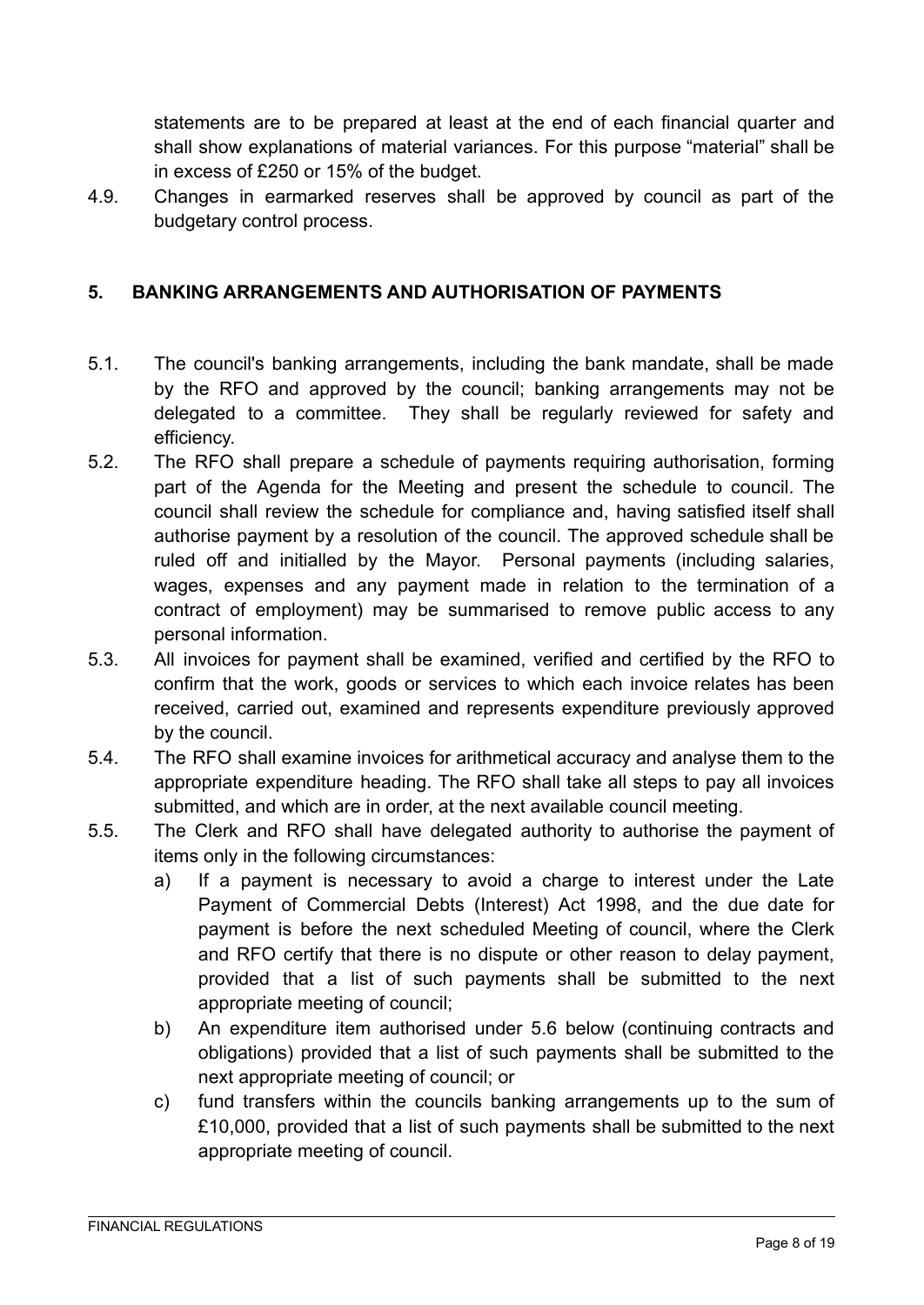statements are to be prepared at least at the end of each financial quarter and shall show explanations of material variances. For this purpose "material" shall be in excess of £250 or 15% of the budget.

4.9. Changes in earmarked reserves shall be approved by council as part of the budgetary control process.

## 5. BANKING ARRANGEMENTS AND AUTHORISATION OF PAYMENTS

5.1. The council's banking arrangements, including the bank mandate, shall be made by the RFO and approved by the council; banking arrangements may not be delegated to a committee. They shall be regularly reviewed for safety and efficiency.

5.2. The RFO shall prepare a schedule of payments requiring authorisation, forming part of the Agenda for the Meeting and present the schedule to council. The council shall review the schedule for compliance and, having satisfied itself shall authorise payment by a resolution of the council. The approved schedule shall be ruled off and initialled by the Mayor. Personal payments (including salaries, wages, expenses and any payment made in relation to the termination of a contract of employment) may be summarised to remove public access to any personal information.

5.3. All invoices for payment shall be examined, verified and certified by the RFO to confirm that the work, goods or services to which each invoice relates has been received, carried out, examined and represents expenditure previously approved by the council.

5.4. The RFO shall examine invoices for arithmetical accuracy and analyse them to the appropriate expenditure heading. The RFO shall take all steps to pay all invoices submitted, and which are in order, at the next available council meeting.

5.5. The Clerk and RFO shall have delegated authority to authorise the payment of items only in the following circumstances:

a) If a payment is necessary to avoid a charge to interest under the Late Payment of Commercial Debts (Interest) Act 1998, and the due date for payment is before the next scheduled Meeting of council, where the Clerk and RFO certify that there is no dispute or other reason to delay payment, provided that a list of such payments shall be submitted to the next appropriate meeting of council;

b) An expenditure item authorised under 5.6 below (continuing contracts and obligations) provided that a list of such payments shall be submitted to the next appropriate meeting of council; or

c) fund transfers within the councils banking arrangements up to the sum of £10,000, provided that a list of such payments shall be submitted to the next appropriate meeting of council.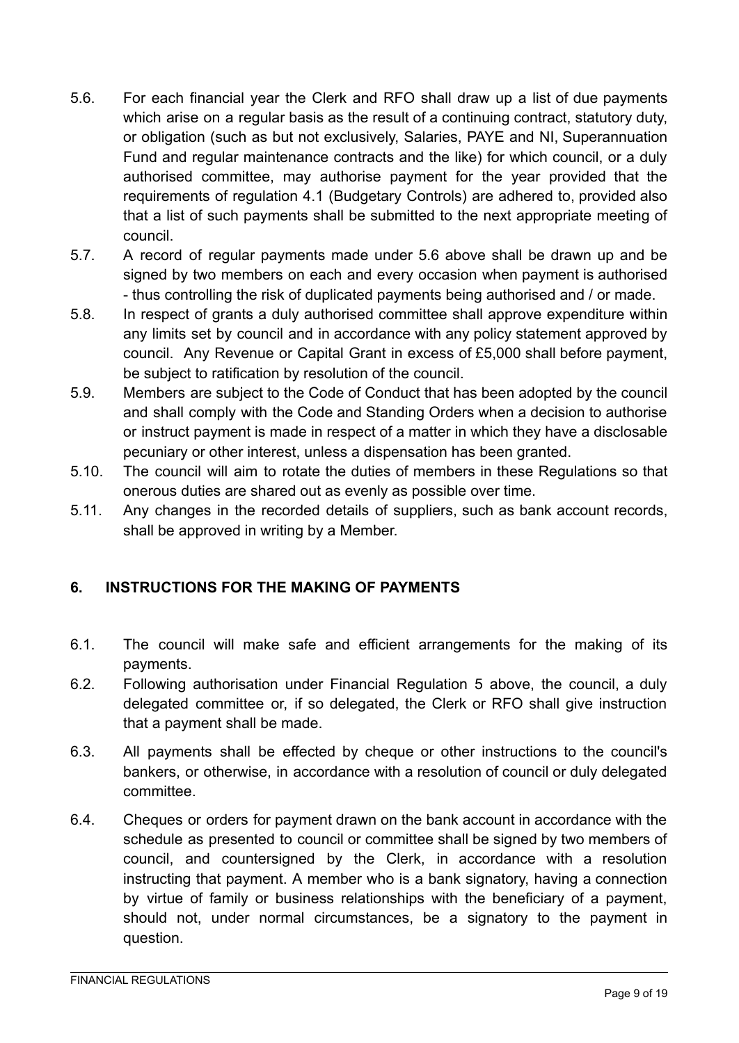5.6. For each financial year the Clerk and RFO shall draw up a list of due payments which arise on a regular basis as the result of a continuing contract, statutory duty, or obligation (such as but not exclusively, Salaries, PAYE and NI, Superannuation Fund and regular maintenance contracts and the like) for which council, or a duly authorised committee, may authorise payment for the year provided that the requirements of regulation 4.1 (Budgetary Controls) are adhered to, provided also that a list of such payments shall be submitted to the next appropriate meeting of council.

5.7. A record of regular payments made under 5.6 above shall be drawn up and be signed by two members on each and every occasion when payment is authorised - thus controlling the risk of duplicated payments being authorised and / or made.

5.8. In respect of grants a duly authorised committee shall approve expenditure within any limits set by council and in accordance with any policy statement approved by council. Any Revenue or Capital Grant in excess of £5,000 shall before payment, be subject to ratification by resolution of the council.

5.9. Members are subject to the Code of Conduct that has been adopted by the council and shall comply with the Code and Standing Orders when a decision to authorise or instruct payment is made in respect of a matter in which they have a disclosable pecuniary or other interest, unless a dispensation has been granted.

5.10. The council will aim to rotate the duties of members in these Regulations so that onerous duties are shared out as evenly as possible over time.

5.11. Any changes in the recorded details of suppliers, such as bank account records, shall be approved in writing by a Member.

## 6. INSTRUCTIONS FOR THE MAKING OF PAYMENTS

6.1. The council will make safe and efficient arrangements for the making of its payments.

6.2. Following authorisation under Financial Regulation 5 above, the council, a duly delegated committee or, if so delegated, the Clerk or RFO shall give instruction that a payment shall be made.

6.3. All payments shall be effected by cheque or other instructions to the council's bankers, or otherwise, in accordance with a resolution of council or duly delegated committee.

6.4. Cheques or orders for payment drawn on the bank account in accordance with the schedule as presented to council or committee shall be signed by two members of council, and countersigned by the Clerk, in accordance with a resolution instructing that payment. A member who is a bank signatory, having a connection by virtue of family or business relationships with the beneficiary of a payment, should not, under normal circumstances, be a signatory to the payment in question.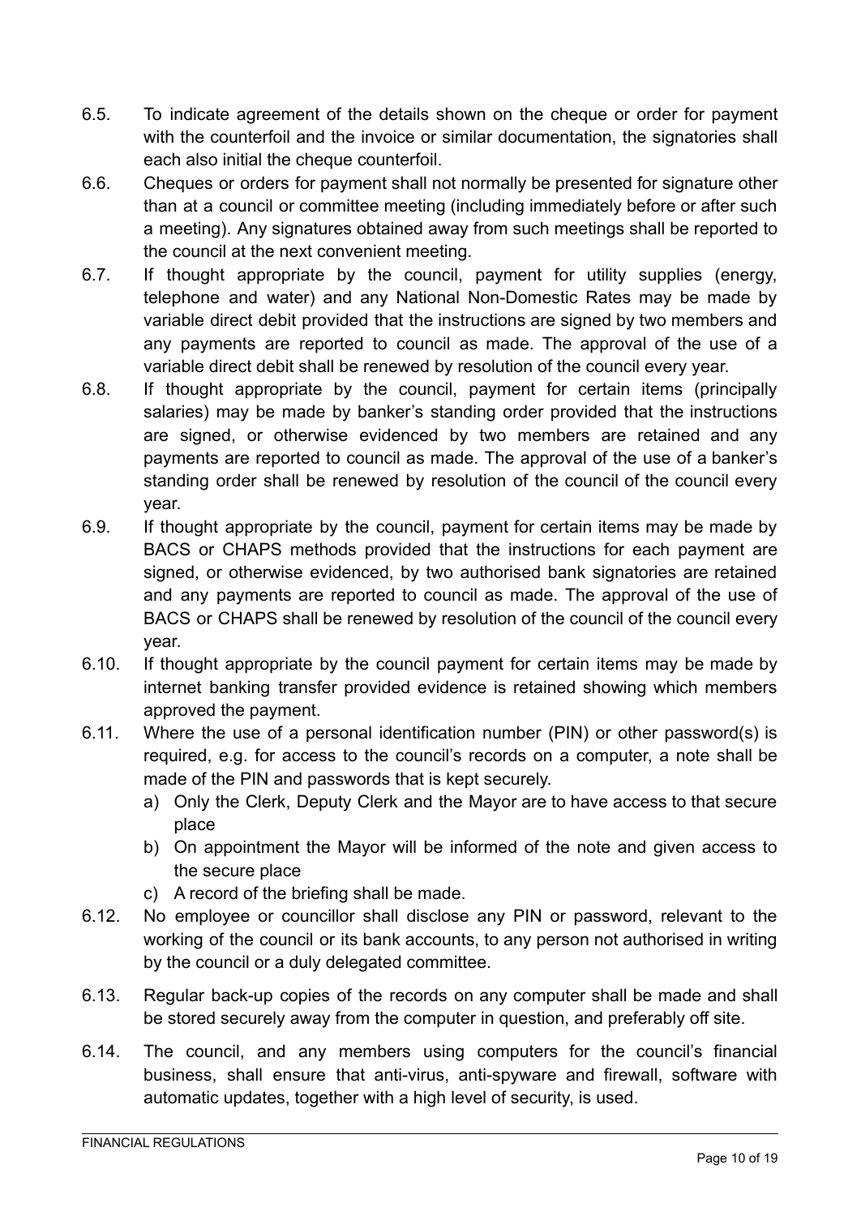6.5. To indicate agreement of the details shown on the cheque or order for payment with the counterfoil and the invoice or similar documentation, the signatories shall each also initial the cheque counterfoil.

6.6. Cheques or orders for payment shall not normally be presented for signature other than at a council or committee meeting (including immediately before or after such a meeting). Any signatures obtained away from such meetings shall be reported to the council at the next convenient meeting.

6.7. If thought appropriate by the council, payment for utility supplies (energy, telephone and water) and any National Non-Domestic Rates may be made by variable direct debit provided that the instructions are signed by two members and any payments are reported to council as made. The approval of the use of a variable direct debit shall be renewed by resolution of the council every year.

6.8. If thought appropriate by the council, payment for certain items (principally salaries) may be made by banker's standing order provided that the instructions are signed, or otherwise evidenced by two members are retained and any payments are reported to council as made. The approval of the use of a banker's standing order shall be renewed by resolution of the council of the council every year.

6.9. If thought appropriate by the council, payment for certain items may be made by BACS or CHAPS methods provided that the instructions for each payment are signed, or otherwise evidenced, by two authorised bank signatories are retained and any payments are reported to council as made. The approval of the use of BACS or CHAPS shall be renewed by resolution of the council of the council every year.

6.10. If thought appropriate by the council payment for certain items may be made by internet banking transfer provided evidence is retained showing which members approved the payment.

6.11. Where the use of a personal identification number (PIN) or other password(s) is required, e.g. for access to the council's records on a computer, a note shall be made of the PIN and passwords that is kept securely.

   a) Only the Clerk, Deputy Clerk and the Mayor are to have access to that secure place
   b) On appointment the Mayor will be informed of the note and given access to the secure place
   c) A record of the briefing shall be made.

6.12. No employee or councillor shall disclose any PIN or password, relevant to the working of the council or its bank accounts, to any person not authorised in writing by the council or a duly delegated committee.

6.13. Regular back-up copies of the records on any computer shall be made and shall be stored securely away from the computer in question, and preferably off site.

6.14. The council, and any members using computers for the council's financial business, shall ensure that anti-virus, anti-spyware and firewall, software with automatic updates, together with a high level of security, is used.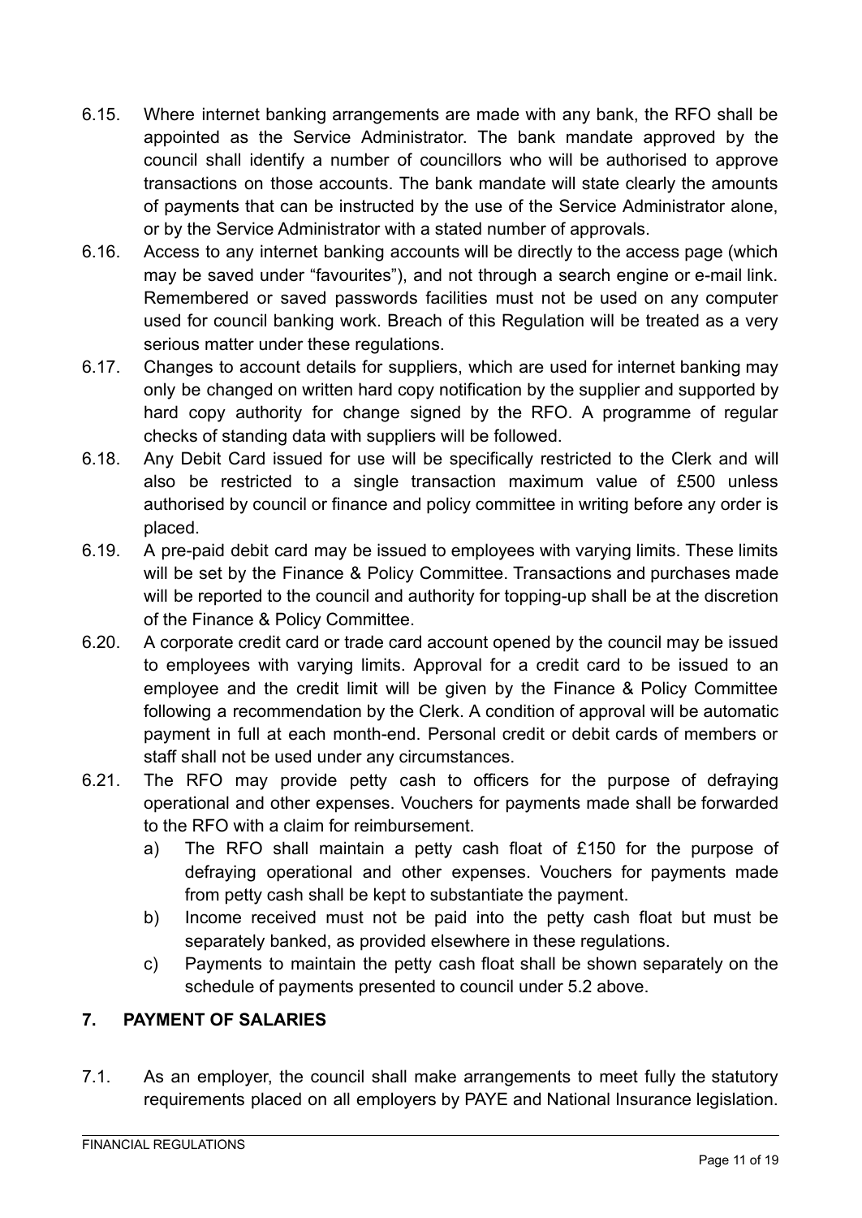6.15. Where internet banking arrangements are made with any bank, the RFO shall be appointed as the Service Administrator. The bank mandate approved by the council shall identify a number of councillors who will be authorised to approve transactions on those accounts. The bank mandate will state clearly the amounts of payments that can be instructed by the use of the Service Administrator alone, or by the Service Administrator with a stated number of approvals.

6.16. Access to any internet banking accounts will be directly to the access page (which may be saved under "favourites"), and not through a search engine or e-mail link. Remembered or saved passwords facilities must not be used on any computer used for council banking work. Breach of this Regulation will be treated as a very serious matter under these regulations.

6.17. Changes to account details for suppliers, which are used for internet banking may only be changed on written hard copy notification by the supplier and supported by hard copy authority for change signed by the RFO. A programme of regular checks of standing data with suppliers will be followed.

6.18. Any Debit Card issued for use will be specifically restricted to the Clerk and will also be restricted to a single transaction maximum value of £500 unless authorised by council or finance and policy committee in writing before any order is placed.

6.19. A pre-paid debit card may be issued to employees with varying limits. These limits will be set by the Finance & Policy Committee. Transactions and purchases made will be reported to the council and authority for topping-up shall be at the discretion of the Finance & Policy Committee.

6.20. A corporate credit card or trade card account opened by the council may be issued to employees with varying limits. Approval for a credit card to be issued to an employee and the credit limit will be given by the Finance & Policy Committee following a recommendation by the Clerk. A condition of approval will be automatic payment in full at each month-end. Personal credit or debit cards of members or staff shall not be used under any circumstances.

6.21. The RFO may provide petty cash to officers for the purpose of defraying operational and other expenses. Vouchers for payments made shall be forwarded to the RFO with a claim for reimbursement.

   a) The RFO shall maintain a petty cash float of £150 for the purpose of defraying operational and other expenses. Vouchers for payments made from petty cash shall be kept to substantiate the payment.

   b) Income received must not be paid into the petty cash float but must be separately banked, as provided elsewhere in these regulations.

   c) Payments to maintain the petty cash float shall be shown separately on the schedule of payments presented to council under 5.2 above.

## 7. PAYMENT OF SALARIES

7.1. As an employer, the council shall make arrangements to meet fully the statutory requirements placed on all employers by PAYE and National Insurance legislation.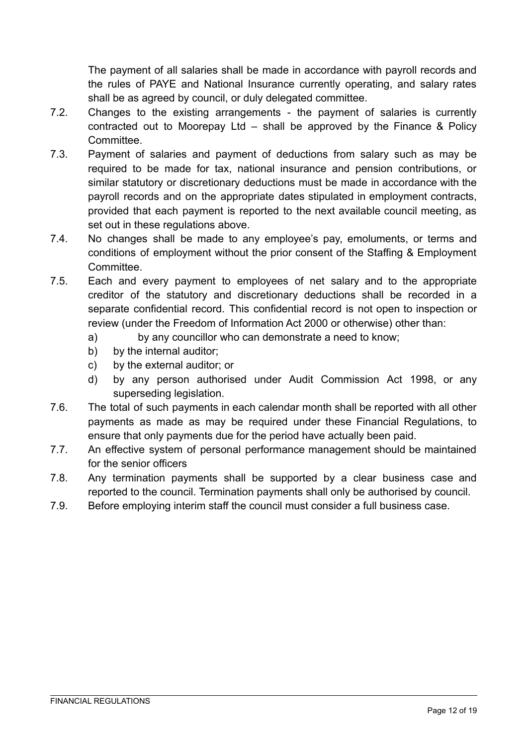The payment of all salaries shall be made in accordance with payroll records and the rules of PAYE and National Insurance currently operating, and salary rates shall be as agreed by council, or duly delegated committee.

7.2. Changes to the existing arrangements - the payment of salaries is currently contracted out to Moorepay Ltd – shall be approved by the Finance & Policy Committee.

7.3. Payment of salaries and payment of deductions from salary such as may be required to be made for tax, national insurance and pension contributions, or similar statutory or discretionary deductions must be made in accordance with the payroll records and on the appropriate dates stipulated in employment contracts, provided that each payment is reported to the next available council meeting, as set out in these regulations above.

7.4. No changes shall be made to any employee's pay, emoluments, or terms and conditions of employment without the prior consent of the Staffing & Employment Committee.

7.5. Each and every payment to employees of net salary and to the appropriate creditor of the statutory and discretionary deductions shall be recorded in a separate confidential record. This confidential record is not open to inspection or review (under the Freedom of Information Act 2000 or otherwise) other than:

   a) by any councillor who can demonstrate a need to know;
   b) by the internal auditor;
   c) by the external auditor; or
   d) by any person authorised under Audit Commission Act 1998, or any superseding legislation.

7.6. The total of such payments in each calendar month shall be reported with all other payments as made as may be required under these Financial Regulations, to ensure that only payments due for the period have actually been paid.

7.7. An effective system of personal performance management should be maintained for the senior officers

7.8. Any termination payments shall be supported by a clear business case and reported to the council. Termination payments shall only be authorised by council.

7.9. Before employing interim staff the council must consider a full business case.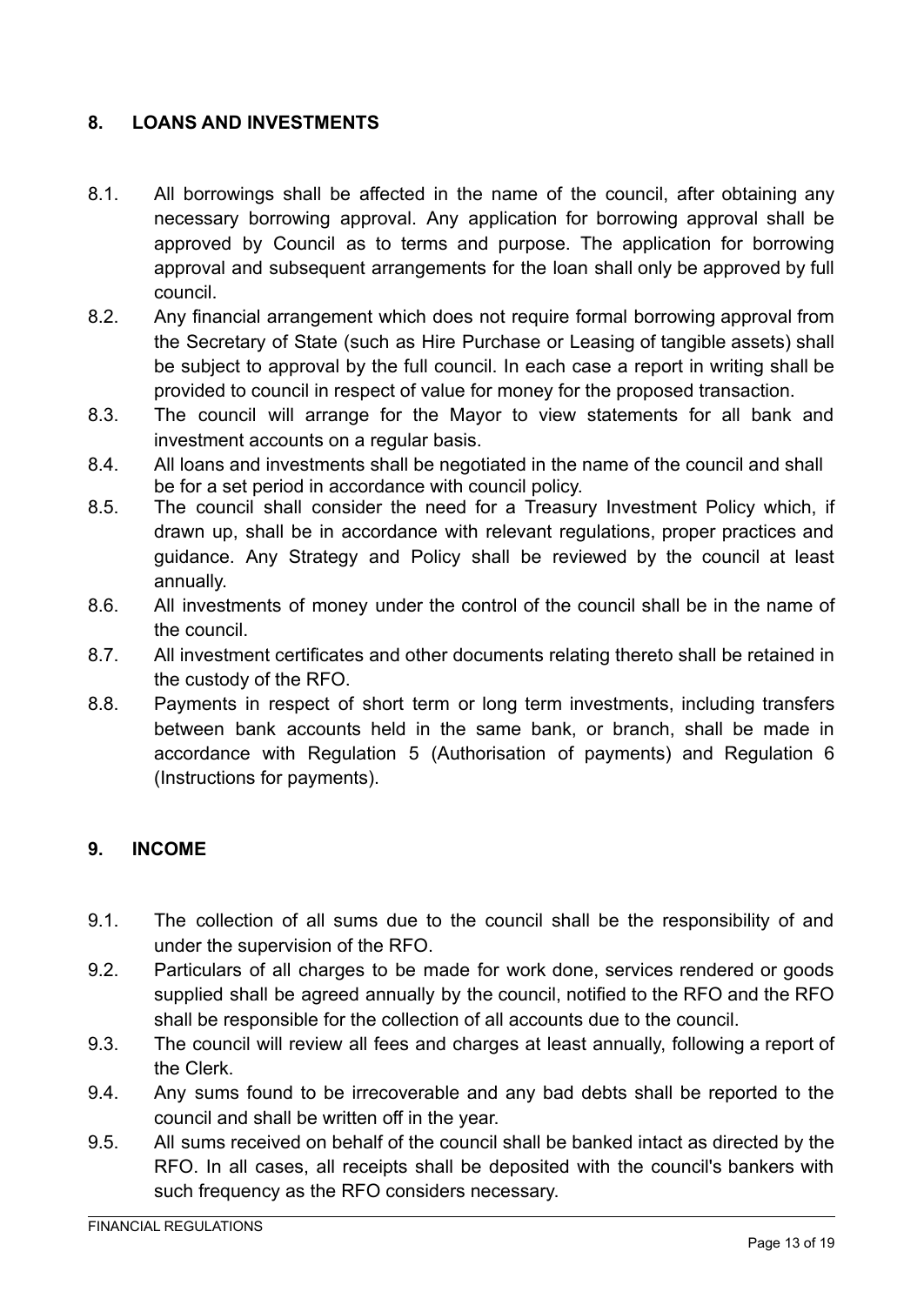## 8. LOANS AND INVESTMENTS

8.1. All borrowings shall be affected in the name of the council, after obtaining any necessary borrowing approval. Any application for borrowing approval shall be approved by Council as to terms and purpose. The application for borrowing approval and subsequent arrangements for the loan shall only be approved by full council.

8.2. Any financial arrangement which does not require formal borrowing approval from the Secretary of State (such as Hire Purchase or Leasing of tangible assets) shall be subject to approval by the full council. In each case a report in writing shall be provided to council in respect of value for money for the proposed transaction.

8.3. The council will arrange for the Mayor to view statements for all bank and investment accounts on a regular basis.

8.4. All loans and investments shall be negotiated in the name of the council and shall be for a set period in accordance with council policy.

8.5. The council shall consider the need for a Treasury Investment Policy which, if drawn up, shall be in accordance with relevant regulations, proper practices and guidance. Any Strategy and Policy shall be reviewed by the council at least annually.

8.6. All investments of money under the control of the council shall be in the name of the council.

8.7. All investment certificates and other documents relating thereto shall be retained in the custody of the RFO.

8.8. Payments in respect of short term or long term investments, including transfers between bank accounts held in the same bank, or branch, shall be made in accordance with Regulation 5 (Authorisation of payments) and Regulation 6 (Instructions for payments).

## 9. INCOME

9.1. The collection of all sums due to the council shall be the responsibility of and under the supervision of the RFO.

9.2. Particulars of all charges to be made for work done, services rendered or goods supplied shall be agreed annually by the council, notified to the RFO and the RFO shall be responsible for the collection of all accounts due to the council.

9.3. The council will review all fees and charges at least annually, following a report of the Clerk.

9.4. Any sums found to be irrecoverable and any bad debts shall be reported to the council and shall be written off in the year.

9.5. All sums received on behalf of the council shall be banked intact as directed by the RFO. In all cases, all receipts shall be deposited with the council's bankers with such frequency as the RFO considers necessary.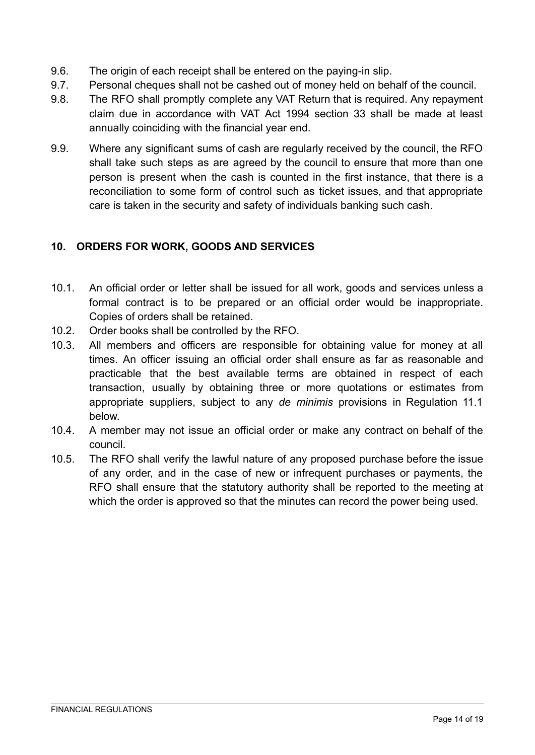9.6. The origin of each receipt shall be entered on the paying-in slip.

9.7. Personal cheques shall not be cashed out of money held on behalf of the council.

9.8. The RFO shall promptly complete any VAT Return that is required. Any repayment claim due in accordance with VAT Act 1994 section 33 shall be made at least annually coinciding with the financial year end.

9.9. Where any significant sums of cash are regularly received by the council, the RFO shall take such steps as are agreed by the council to ensure that more than one person is present when the cash is counted in the first instance, that there is a reconciliation to some form of control such as ticket issues, and that appropriate care is taken in the security and safety of individuals banking such cash.

## 10. ORDERS FOR WORK, GOODS AND SERVICES

10.1. An official order or letter shall be issued for all work, goods and services unless a formal contract is to be prepared or an official order would be inappropriate. Copies of orders shall be retained.

10.2. Order books shall be controlled by the RFO.

10.3. All members and officers are responsible for obtaining value for money at all times. An officer issuing an official order shall ensure as far as reasonable and practicable that the best available terms are obtained in respect of each transaction, usually by obtaining three or more quotations or estimates from appropriate suppliers, subject to any *de minimis* provisions in Regulation 11.1 below.

10.4. A member may not issue an official order or make any contract on behalf of the council.

10.5. The RFO shall verify the lawful nature of any proposed purchase before the issue of any order, and in the case of new or infrequent purchases or payments, the RFO shall ensure that the statutory authority shall be reported to the meeting at which the order is approved so that the minutes can record the power being used.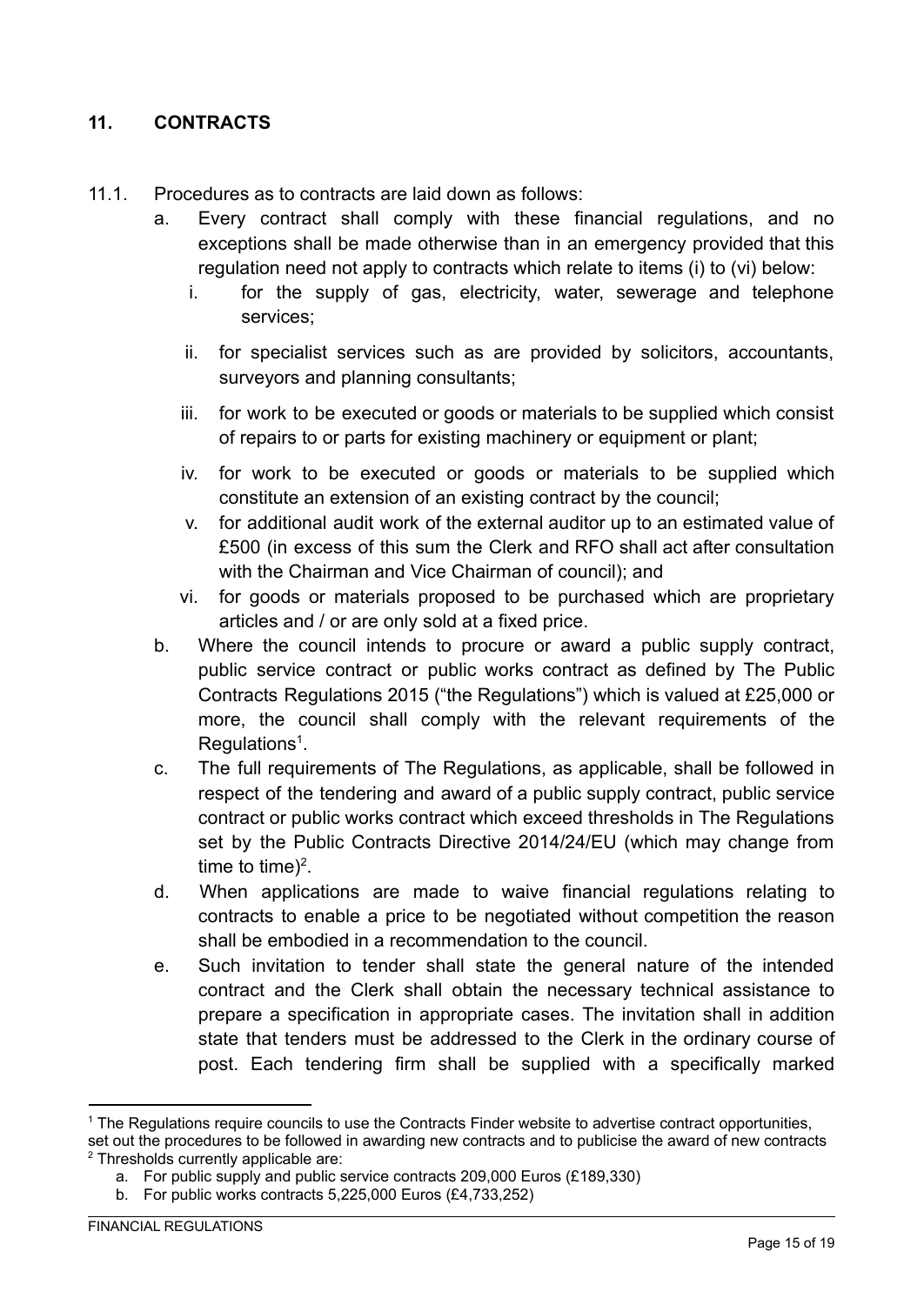## 11. CONTRACTS

11.1. Procedures as to contracts are laid down as follows:

a. Every contract shall comply with these financial regulations, and no exceptions shall be made otherwise than in an emergency provided that this regulation need not apply to contracts which relate to items (i) to (vi) below:

   i. for the supply of gas, electricity, water, sewerage and telephone services;

   ii. for specialist services such as are provided by solicitors, accountants, surveyors and planning consultants;

   iii. for work to be executed or goods or materials to be supplied which consist of repairs to or parts for existing machinery or equipment or plant;

   iv. for work to be executed or goods or materials to be supplied which constitute an extension of an existing contract by the council;

   v. for additional audit work of the external auditor up to an estimated value of £500 (in excess of this sum the Clerk and RFO shall act after consultation with the Chairman and Vice Chairman of council); and

   vi. for goods or materials proposed to be purchased which are proprietary articles and / or are only sold at a fixed price.

b. Where the council intends to procure or award a public supply contract, public service contract or public works contract as defined by The Public Contracts Regulations 2015 ("the Regulations") which is valued at £25,000 or more, the council shall comply with the relevant requirements of the Regulations[1].

c. The full requirements of The Regulations, as applicable, shall be followed in respect of the tendering and award of a public supply contract, public service contract or public works contract which exceed thresholds in The Regulations set by the Public Contracts Directive 2014/24/EU (which may change from time to time)[2].

d. When applications are made to waive financial regulations relating to contracts to enable a price to be negotiated without competition the reason shall be embodied in a recommendation to the council.

e. Such invitation to tender shall state the general nature of the intended contract and the Clerk shall obtain the necessary technical assistance to prepare a specification in appropriate cases. The invitation shall in addition state that tenders must be addressed to the Clerk in the ordinary course of post. Each tendering firm shall be supplied with a specifically marked

---

[1] The Regulations require councils to use the Contracts Finder website to advertise contract opportunities, set out the procedures to be followed in awarding new contracts and to publicise the award of new contracts

[2] Thresholds currently applicable are:

a. For public supply and public service contracts 209,000 Euros (£189,330)

b. For public works contracts 5,225,000 Euros (£4,733,252)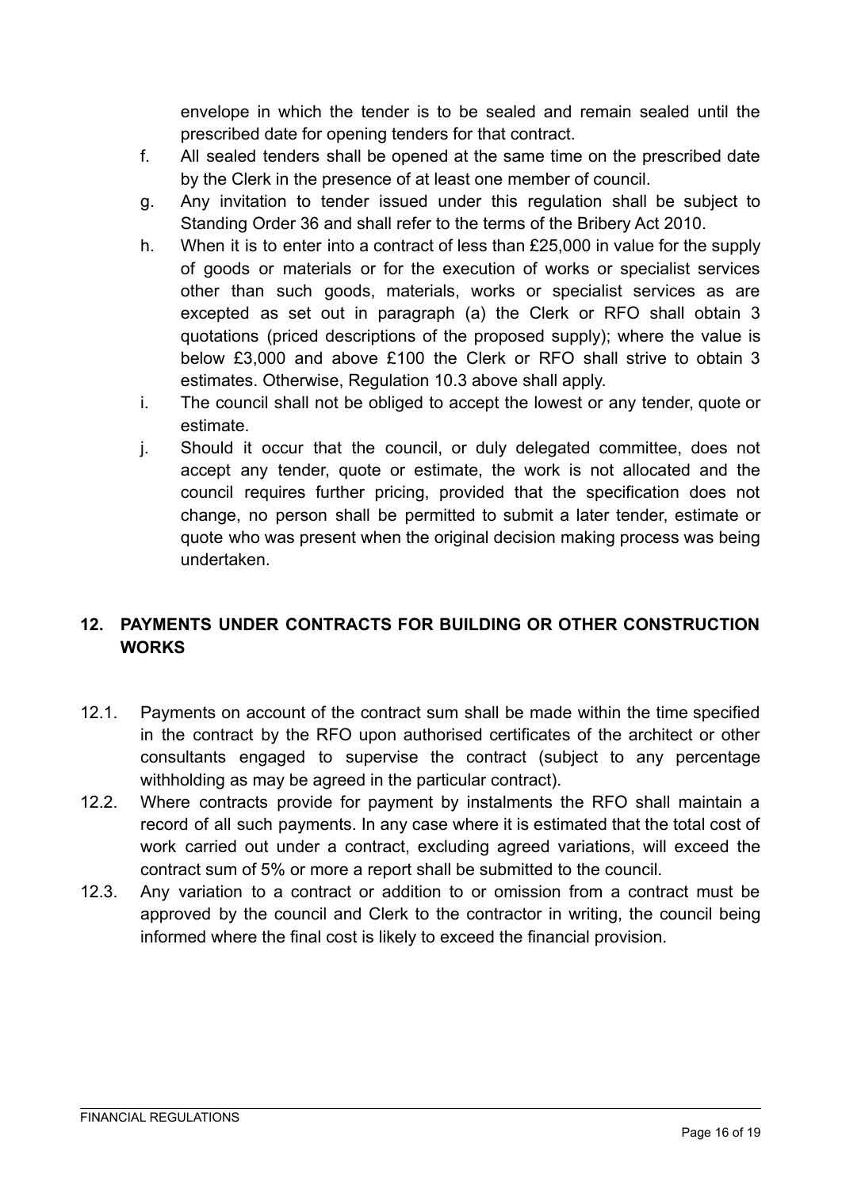envelope in which the tender is to be sealed and remain sealed until the prescribed date for opening tenders for that contract.

f. All sealed tenders shall be opened at the same time on the prescribed date by the Clerk in the presence of at least one member of council.

g. Any invitation to tender issued under this regulation shall be subject to Standing Order 36 and shall refer to the terms of the Bribery Act 2010.

h. When it is to enter into a contract of less than £25,000 in value for the supply of goods or materials or for the execution of works or specialist services other than such goods, materials, works or specialist services as are excepted as set out in paragraph (a) the Clerk or RFO shall obtain 3 quotations (priced descriptions of the proposed supply); where the value is below £3,000 and above £100 the Clerk or RFO shall strive to obtain 3 estimates. Otherwise, Regulation 10.3 above shall apply.

i. The council shall not be obliged to accept the lowest or any tender, quote or estimate.

j. Should it occur that the council, or duly delegated committee, does not accept any tender, quote or estimate, the work is not allocated and the council requires further pricing, provided that the specification does not change, no person shall be permitted to submit a later tender, estimate or quote who was present when the original decision making process was being undertaken.

## 12. PAYMENTS UNDER CONTRACTS FOR BUILDING OR OTHER CONSTRUCTION WORKS

12.1. Payments on account of the contract sum shall be made within the time specified in the contract by the RFO upon authorised certificates of the architect or other consultants engaged to supervise the contract (subject to any percentage withholding as may be agreed in the particular contract).

12.2. Where contracts provide for payment by instalments the RFO shall maintain a record of all such payments. In any case where it is estimated that the total cost of work carried out under a contract, excluding agreed variations, will exceed the contract sum of 5% or more a report shall be submitted to the council.

12.3. Any variation to a contract or addition to or omission from a contract must be approved by the council and Clerk to the contractor in writing, the council being informed where the final cost is likely to exceed the financial provision.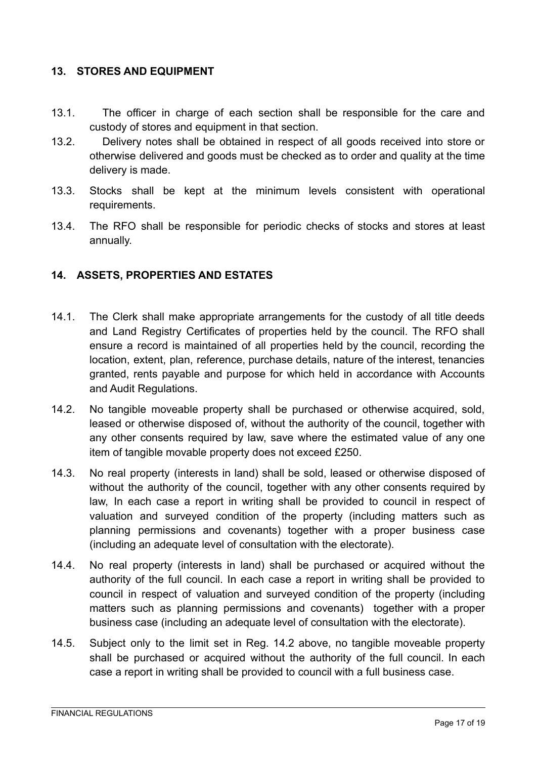## 13. STORES AND EQUIPMENT

13.1. The officer in charge of each section shall be responsible for the care and custody of stores and equipment in that section.

13.2. Delivery notes shall be obtained in respect of all goods received into store or otherwise delivered and goods must be checked as to order and quality at the time delivery is made.

13.3. Stocks shall be kept at the minimum levels consistent with operational requirements.

13.4. The RFO shall be responsible for periodic checks of stocks and stores at least annually.

## 14. ASSETS, PROPERTIES AND ESTATES

14.1. The Clerk shall make appropriate arrangements for the custody of all title deeds and Land Registry Certificates of properties held by the council. The RFO shall ensure a record is maintained of all properties held by the council, recording the location, extent, plan, reference, purchase details, nature of the interest, tenancies granted, rents payable and purpose for which held in accordance with Accounts and Audit Regulations.

14.2. No tangible moveable property shall be purchased or otherwise acquired, sold, leased or otherwise disposed of, without the authority of the council, together with any other consents required by law, save where the estimated value of any one item of tangible movable property does not exceed £250.

14.3. No real property (interests in land) shall be sold, leased or otherwise disposed of without the authority of the council, together with any other consents required by law, In each case a report in writing shall be provided to council in respect of valuation and surveyed condition of the property (including matters such as planning permissions and covenants) together with a proper business case (including an adequate level of consultation with the electorate).

14.4. No real property (interests in land) shall be purchased or acquired without the authority of the full council. In each case a report in writing shall be provided to council in respect of valuation and surveyed condition of the property (including matters such as planning permissions and covenants) together with a proper business case (including an adequate level of consultation with the electorate).

14.5. Subject only to the limit set in Reg. 14.2 above, no tangible moveable property shall be purchased or acquired without the authority of the full council. In each case a report in writing shall be provided to council with a full business case.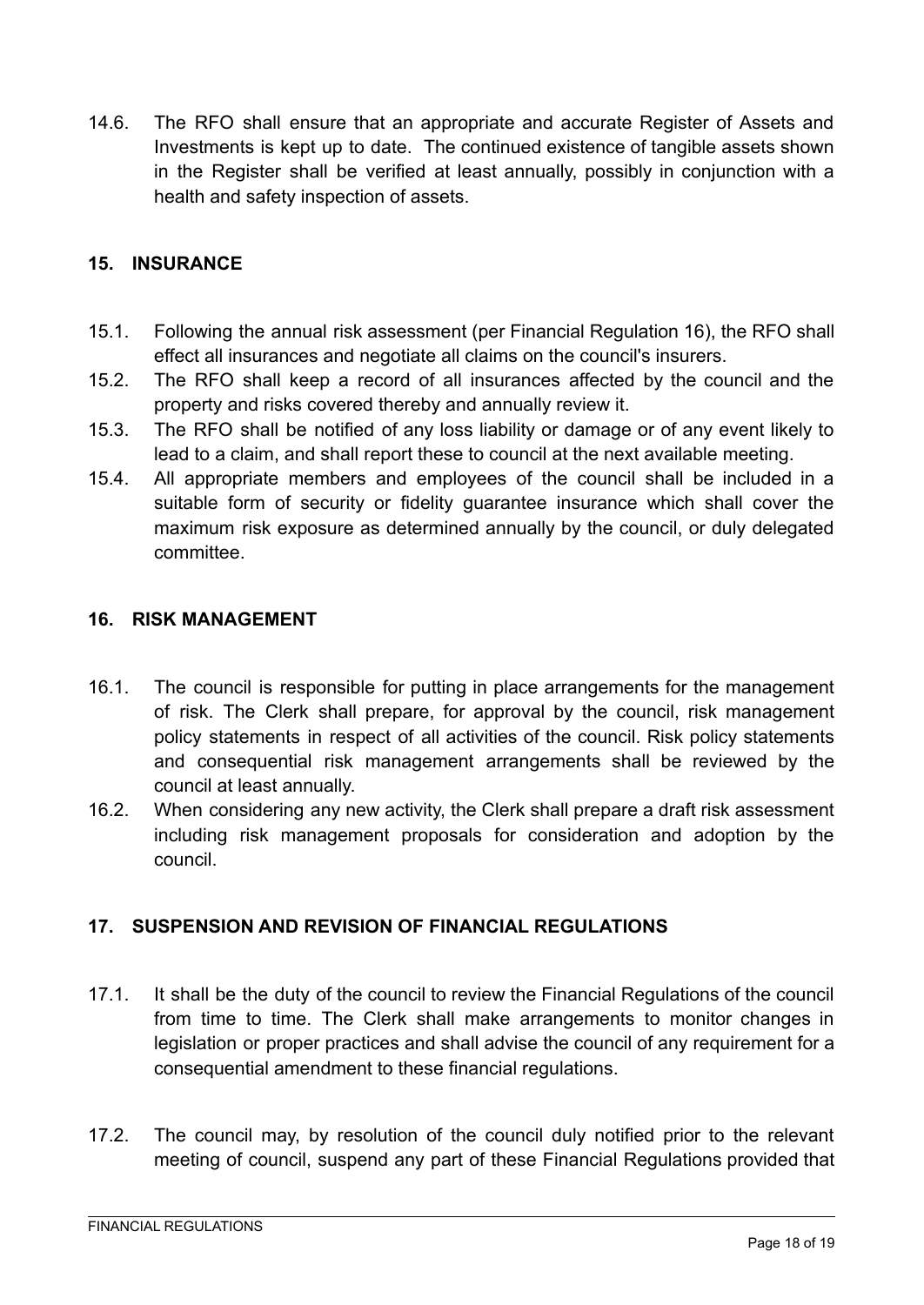14.6. The RFO shall ensure that an appropriate and accurate Register of Assets and Investments is kept up to date. The continued existence of tangible assets shown in the Register shall be verified at least annually, possibly in conjunction with a health and safety inspection of assets.

## 15. INSURANCE

15.1. Following the annual risk assessment (per Financial Regulation 16), the RFO shall effect all insurances and negotiate all claims on the council's insurers.

15.2. The RFO shall keep a record of all insurances affected by the council and the property and risks covered thereby and annually review it.

15.3. The RFO shall be notified of any loss liability or damage or of any event likely to lead to a claim, and shall report these to council at the next available meeting.

15.4. All appropriate members and employees of the council shall be included in a suitable form of security or fidelity guarantee insurance which shall cover the maximum risk exposure as determined annually by the council, or duly delegated committee.

## 16. RISK MANAGEMENT

16.1. The council is responsible for putting in place arrangements for the management of risk. The Clerk shall prepare, for approval by the council, risk management policy statements in respect of all activities of the council. Risk policy statements and consequential risk management arrangements shall be reviewed by the council at least annually.

16.2. When considering any new activity, the Clerk shall prepare a draft risk assessment including risk management proposals for consideration and adoption by the council.

## 17. SUSPENSION AND REVISION OF FINANCIAL REGULATIONS

17.1. It shall be the duty of the council to review the Financial Regulations of the council from time to time. The Clerk shall make arrangements to monitor changes in legislation or proper practices and shall advise the council of any requirement for a consequential amendment to these financial regulations.

17.2. The council may, by resolution of the council duly notified prior to the relevant meeting of council, suspend any part of these Financial Regulations provided that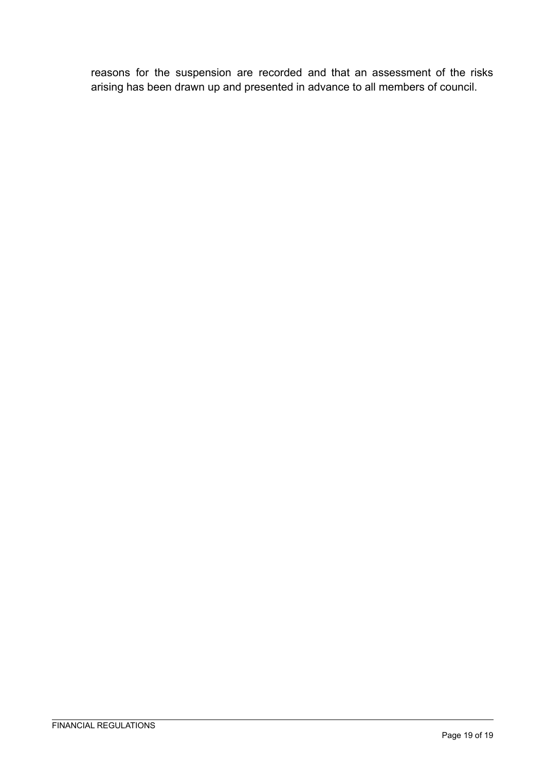reasons for the suspension are recorded and that an assessment of the risks arising has been drawn up and presented in advance to all members of council.